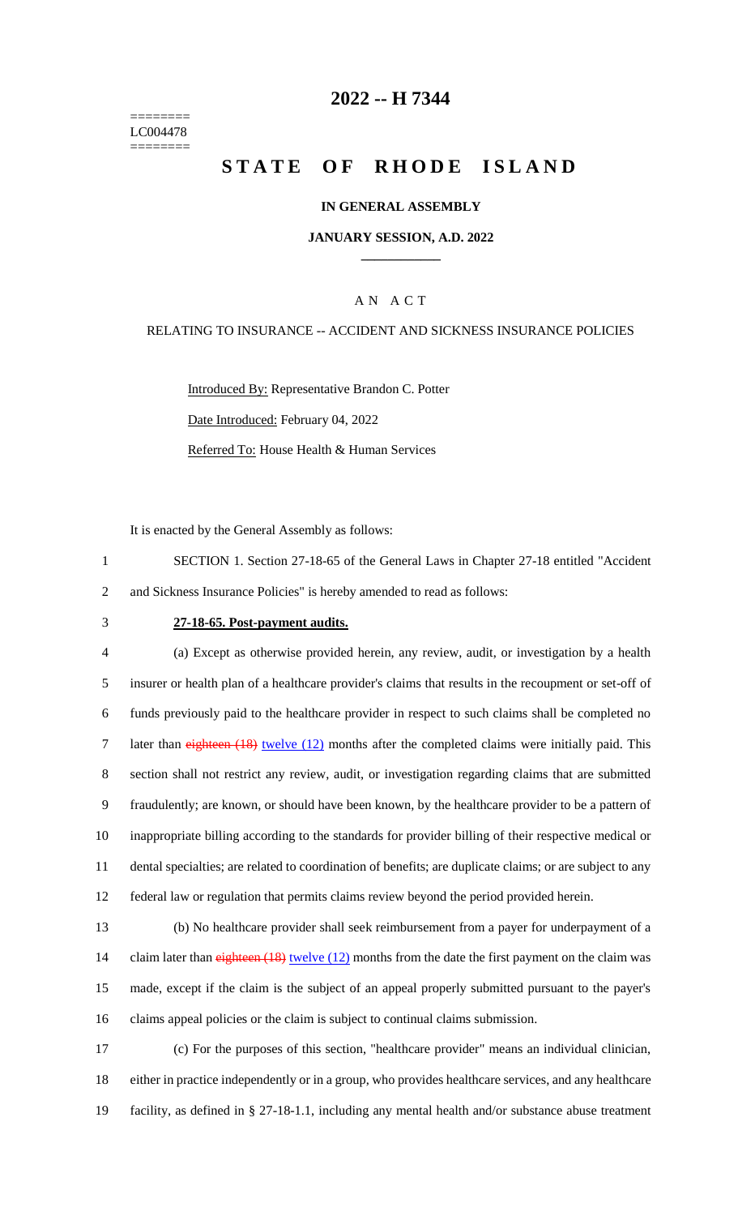========
LC004478
========

# 2022 -- H 7344

# STATE OF RHODE ISLAND

## IN GENERAL ASSEMBLY

### JANUARY SESSION, A.D. 2022

### A N A C T

RELATING TO INSURANCE -- ACCIDENT AND SICKNESS INSURANCE POLICIES

Introduced By: Representative Brandon C. Potter

Date Introduced: February 04, 2022

Referred To: House Health & Human Services

It is enacted by the General Assembly as follows:

1 SECTION 1. Section 27-18-65 of the General Laws in Chapter 27-18 entitled "Accident
2 and Sickness Insurance Policies" is hereby amended to read as follows:

3 **27-18-65. Post-payment audits.**

4 (a) Except as otherwise provided herein, any review, audit, or investigation by a health
5 insurer or health plan of a healthcare provider's claims that results in the recoupment or set-off of
6 funds previously paid to the healthcare provider in respect to such claims shall be completed no
7 later than ~~eighteen (18)~~ twelve (12) months after the completed claims were initially paid. This
8 section shall not restrict any review, audit, or investigation regarding claims that are submitted
9 fraudulently; are known, or should have been known, by the healthcare provider to be a pattern of
10 inappropriate billing according to the standards for provider billing of their respective medical or
11 dental specialties; are related to coordination of benefits; are duplicate claims; or are subject to any
12 federal law or regulation that permits claims review beyond the period provided herein.

13 (b) No healthcare provider shall seek reimbursement from a payer for underpayment of a
14 claim later than ~~eighteen (18)~~ twelve (12) months from the date the first payment on the claim was
15 made, except if the claim is the subject of an appeal properly submitted pursuant to the payer's
16 claims appeal policies or the claim is subject to continual claims submission.

17 (c) For the purposes of this section, "healthcare provider" means an individual clinician,
18 either in practice independently or in a group, who provides healthcare services, and any healthcare
19 facility, as defined in § 27-18-1.1, including any mental health and/or substance abuse treatment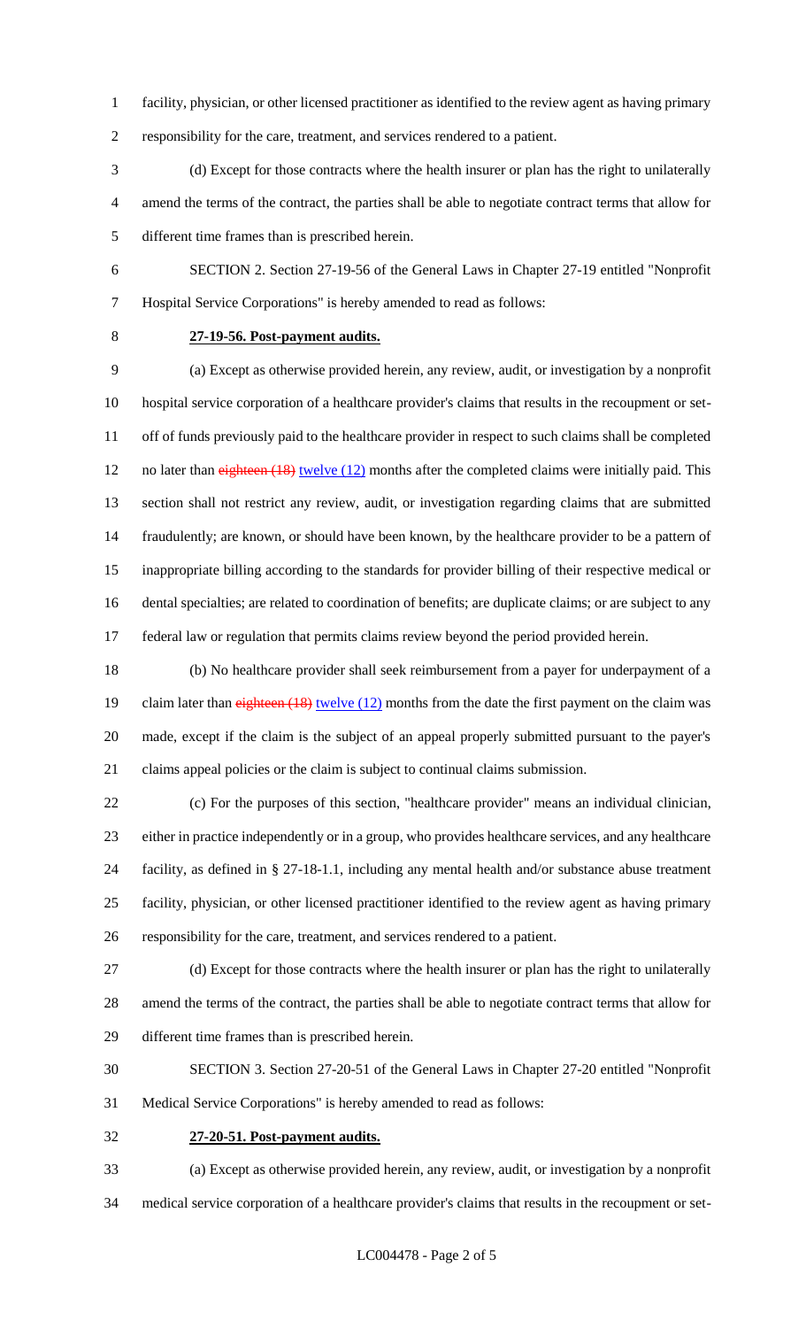facility, physician, or other licensed practitioner as identified to the review agent as having primary responsibility for the care, treatment, and services rendered to a patient.

(d) Except for those contracts where the health insurer or plan has the right to unilaterally amend the terms of the contract, the parties shall be able to negotiate contract terms that allow for different time frames than is prescribed herein.

SECTION 2. Section 27-19-56 of the General Laws in Chapter 27-19 entitled "Nonprofit Hospital Service Corporations" is hereby amended to read as follows:

**27-19-56. Post-payment audits.**

(a) Except as otherwise provided herein, any review, audit, or investigation by a nonprofit hospital service corporation of a healthcare provider's claims that results in the recoupment or set-off of funds previously paid to the healthcare provider in respect to such claims shall be completed no later than ~~eighteen (18)~~ twelve (12) months after the completed claims were initially paid. This section shall not restrict any review, audit, or investigation regarding claims that are submitted fraudulently; are known, or should have been known, by the healthcare provider to be a pattern of inappropriate billing according to the standards for provider billing of their respective medical or dental specialties; are related to coordination of benefits; are duplicate claims; or are subject to any federal law or regulation that permits claims review beyond the period provided herein.

(b) No healthcare provider shall seek reimbursement from a payer for underpayment of a claim later than ~~eighteen (18)~~ twelve (12) months from the date the first payment on the claim was made, except if the claim is the subject of an appeal properly submitted pursuant to the payer's claims appeal policies or the claim is subject to continual claims submission.

(c) For the purposes of this section, "healthcare provider" means an individual clinician, either in practice independently or in a group, who provides healthcare services, and any healthcare facility, as defined in § 27-18-1.1, including any mental health and/or substance abuse treatment facility, physician, or other licensed practitioner identified to the review agent as having primary responsibility for the care, treatment, and services rendered to a patient.

(d) Except for those contracts where the health insurer or plan has the right to unilaterally amend the terms of the contract, the parties shall be able to negotiate contract terms that allow for different time frames than is prescribed herein.

SECTION 3. Section 27-20-51 of the General Laws in Chapter 27-20 entitled "Nonprofit Medical Service Corporations" is hereby amended to read as follows:

**27-20-51. Post-payment audits.**

(a) Except as otherwise provided herein, any review, audit, or investigation by a nonprofit medical service corporation of a healthcare provider's claims that results in the recoupment or set-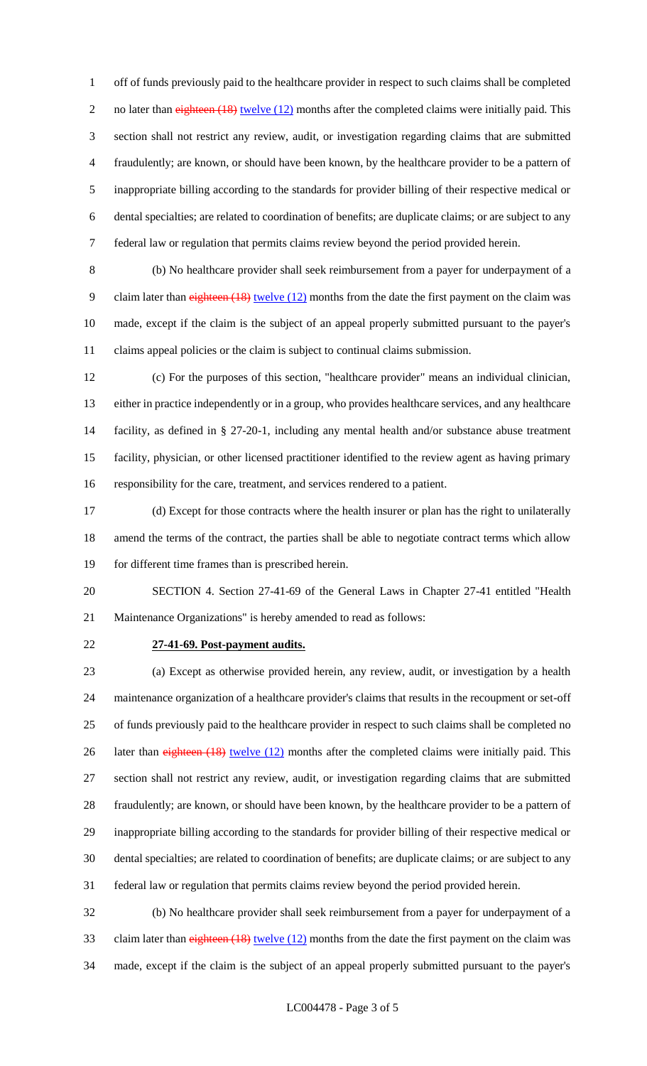off of funds previously paid to the healthcare provider in respect to such claims shall be completed no later than ~~eighteen (18)~~ twelve (12) months after the completed claims were initially paid. This section shall not restrict any review, audit, or investigation regarding claims that are submitted fraudulently; are known, or should have been known, by the healthcare provider to be a pattern of inappropriate billing according to the standards for provider billing of their respective medical or dental specialties; are related to coordination of benefits; are duplicate claims; or are subject to any federal law or regulation that permits claims review beyond the period provided herein.

(b) No healthcare provider shall seek reimbursement from a payer for underpayment of a claim later than ~~eighteen (18)~~ twelve (12) months from the date the first payment on the claim was made, except if the claim is the subject of an appeal properly submitted pursuant to the payer's claims appeal policies or the claim is subject to continual claims submission.

(c) For the purposes of this section, "healthcare provider" means an individual clinician, either in practice independently or in a group, who provides healthcare services, and any healthcare facility, as defined in § 27-20-1, including any mental health and/or substance abuse treatment facility, physician, or other licensed practitioner identified to the review agent as having primary responsibility for the care, treatment, and services rendered to a patient.

(d) Except for those contracts where the health insurer or plan has the right to unilaterally amend the terms of the contract, the parties shall be able to negotiate contract terms which allow for different time frames than is prescribed herein.

SECTION 4. Section 27-41-69 of the General Laws in Chapter 27-41 entitled "Health Maintenance Organizations" is hereby amended to read as follows:

**27-41-69. Post-payment audits.**

(a) Except as otherwise provided herein, any review, audit, or investigation by a health maintenance organization of a healthcare provider's claims that results in the recoupment or set-off of funds previously paid to the healthcare provider in respect to such claims shall be completed no later than ~~eighteen (18)~~ twelve (12) months after the completed claims were initially paid. This section shall not restrict any review, audit, or investigation regarding claims that are submitted fraudulently; are known, or should have been known, by the healthcare provider to be a pattern of inappropriate billing according to the standards for provider billing of their respective medical or dental specialties; are related to coordination of benefits; are duplicate claims; or are subject to any federal law or regulation that permits claims review beyond the period provided herein.

(b) No healthcare provider shall seek reimbursement from a payer for underpayment of a claim later than ~~eighteen (18)~~ twelve (12) months from the date the first payment on the claim was made, except if the claim is the subject of an appeal properly submitted pursuant to the payer's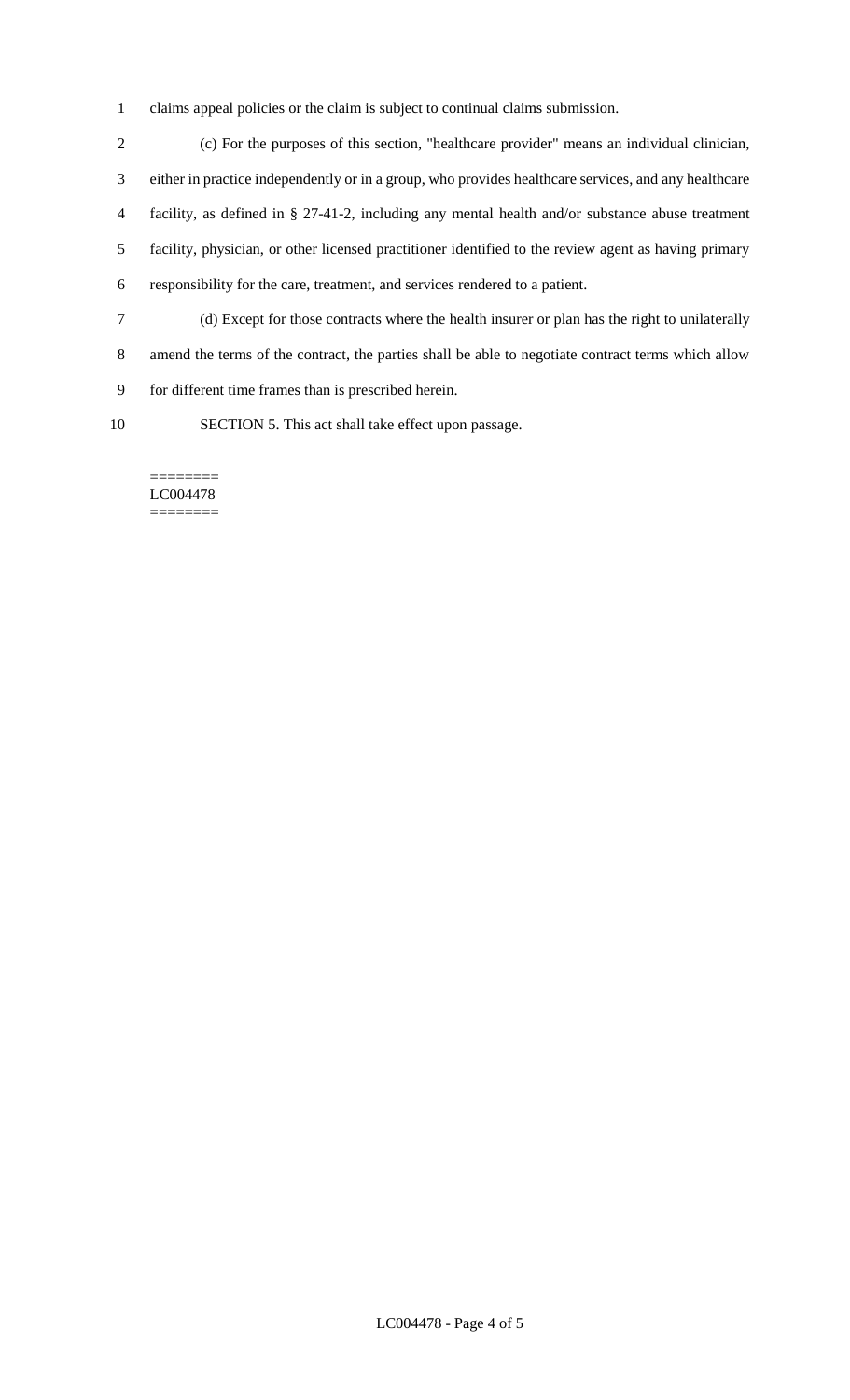claims appeal policies or the claim is subject to continual claims submission.

(c) For the purposes of this section, "healthcare provider" means an individual clinician, either in practice independently or in a group, who provides healthcare services, and any healthcare facility, as defined in § 27-41-2, including any mental health and/or substance abuse treatment facility, physician, or other licensed practitioner identified to the review agent as having primary responsibility for the care, treatment, and services rendered to a patient.

(d) Except for those contracts where the health insurer or plan has the right to unilaterally amend the terms of the contract, the parties shall be able to negotiate contract terms which allow for different time frames than is prescribed herein.

SECTION 5. This act shall take effect upon passage.

========
LC004478
========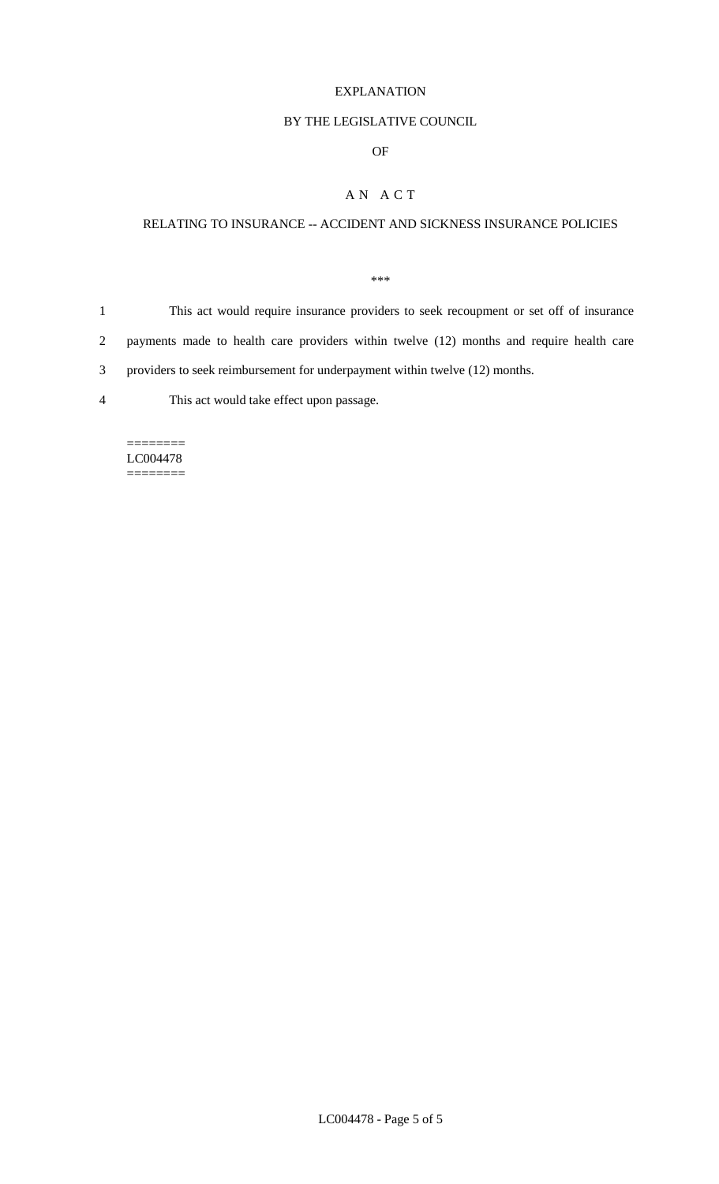# EXPLANATION

## BY THE LEGISLATIVE COUNCIL

## OF

## A N A C T

## RELATING TO INSURANCE -- ACCIDENT AND SICKNESS INSURANCE POLICIES

\*\*\*

1 This act would require insurance providers to seek recoupment or set off of insurance
2 payments made to health care providers within twelve (12) months and require health care
3 providers to seek reimbursement for underpayment within twelve (12) months.

4 This act would take effect upon passage.

========
LC004478
========